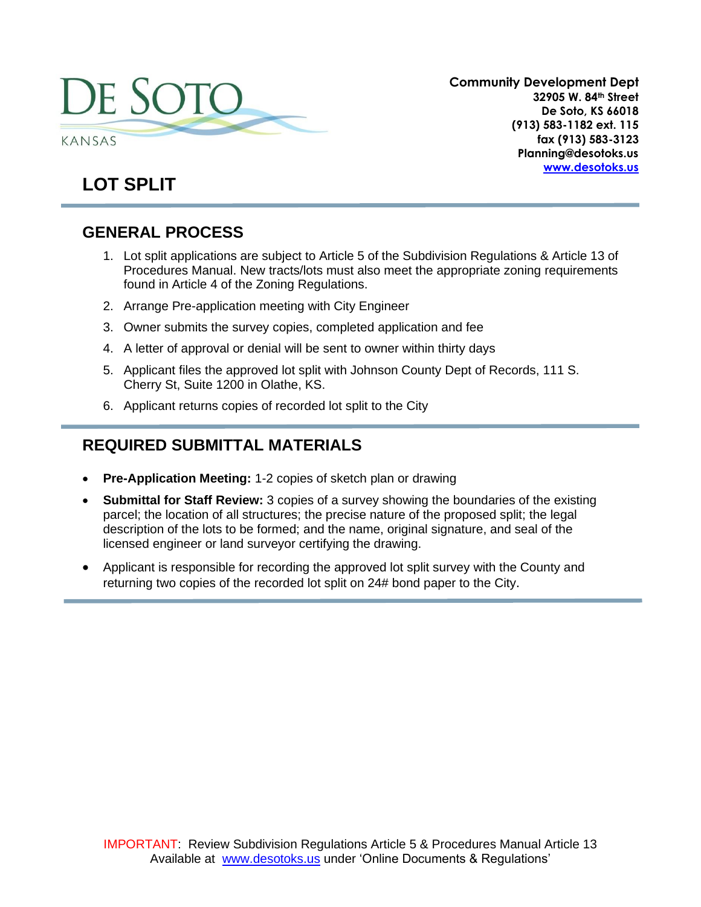DE SOTO
KANSAS

**Community Development Dept**
**32905 W. 84th Street**
**De Soto, KS 66018**
**(913) 583-1182 ext. 115**
**fax (913) 583-3123**
**Planning@desotoks.us**
**[www.desotoks.us](http://www.desotoks.us)**

# LOT SPLIT

## GENERAL PROCESS

1. Lot split applications are subject to Article 5 of the Subdivision Regulations & Article 13 of Procedures Manual. New tracts/lots must also meet the appropriate zoning requirements found in Article 4 of the Zoning Regulations.
2. Arrange Pre-application meeting with City Engineer
3. Owner submits the survey copies, completed application and fee
4. A letter of approval or denial will be sent to owner within thirty days
5. Applicant files the approved lot split with Johnson County Dept of Records, 111 S. Cherry St, Suite 1200 in Olathe, KS.
6. Applicant returns copies of recorded lot split to the City

## REQUIRED SUBMITTAL MATERIALS

- **Pre-Application Meeting:** 1-2 copies of sketch plan or drawing
- **Submittal for Staff Review:** 3 copies of a survey showing the boundaries of the existing parcel; the location of all structures; the precise nature of the proposed split; the legal description of the lots to be formed; and the name, original signature, and seal of the licensed engineer or land surveyor certifying the drawing.
- Applicant is responsible for recording the approved lot split survey with the County and returning two copies of the recorded lot split on 24# bond paper to the City.

IMPORTANT: Review Subdivision Regulations Article 5 & Procedures Manual Article 13
Available at [www.desotoks.us](http://www.desotoks.us) under 'Online Documents & Regulations'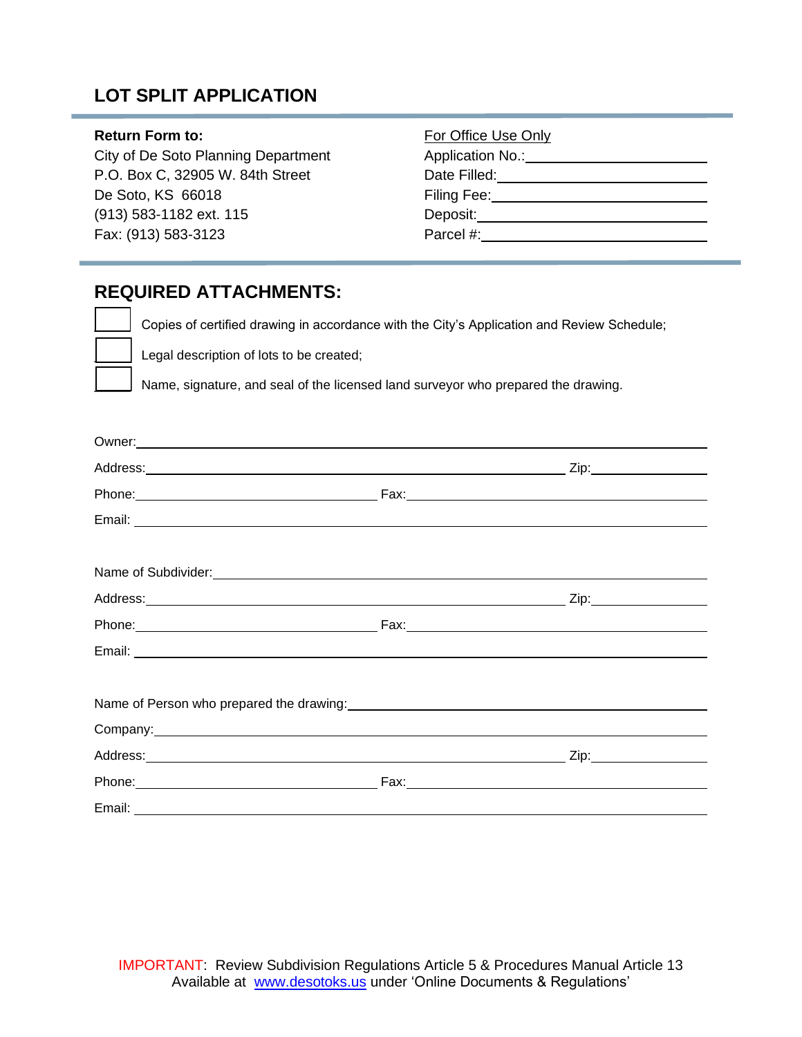# LOT SPLIT APPLICATION

**Return Form to:**
City of De Soto Planning Department
P.O. Box C, 32905 W. 84th Street
De Soto, KS 66018
(913) 583-1182 ext. 115
Fax: (913) 583-3123

For Office Use Only
Application No.:\_\_\_\_\_\_\_\_\_\_\_\_\_\_\_\_\_\_\_\_
Date Filled:\_\_\_\_\_\_\_\_\_\_\_\_\_\_\_\_\_\_\_\_
Filing Fee:\_\_\_\_\_\_\_\_\_\_\_\_\_\_\_\_\_\_\_\_
Deposit:\_\_\_\_\_\_\_\_\_\_\_\_\_\_\_\_\_\_\_\_
Parcel #:\_\_\_\_\_\_\_\_\_\_\_\_\_\_\_\_\_\_\_\_

## REQUIRED ATTACHMENTS:

- ☐ Copies of certified drawing in accordance with the City's Application and Review Schedule;
- ☐ Legal description of lots to be created;
- ☐ Name, signature, and seal of the licensed land surveyor who prepared the drawing.

Owner:\_\_\_\_\_\_\_\_\_\_\_\_\_\_\_\_\_\_\_\_\_\_\_\_\_\_\_\_\_\_\_\_\_\_\_\_\_\_\_\_

Address:\_\_\_\_\_\_\_\_\_\_\_\_\_\_\_\_\_\_\_\_\_\_\_\_\_\_\_\_\_\_ Zip:\_\_\_\_\_\_\_\_\_\_

Phone:\_\_\_\_\_\_\_\_\_\_\_\_\_\_\_\_\_\_\_\_ Fax:\_\_\_\_\_\_\_\_\_\_\_\_\_\_\_\_\_\_\_\_

Email: \_\_\_\_\_\_\_\_\_\_\_\_\_\_\_\_\_\_\_\_\_\_\_\_\_\_\_\_\_\_\_\_\_\_\_\_\_\_\_\_

Name of Subdivider:\_\_\_\_\_\_\_\_\_\_\_\_\_\_\_\_\_\_\_\_\_\_\_\_\_\_\_\_\_\_\_\_\_\_\_\_\_\_\_\_

Address:\_\_\_\_\_\_\_\_\_\_\_\_\_\_\_\_\_\_\_\_\_\_\_\_\_\_\_\_\_\_ Zip:\_\_\_\_\_\_\_\_\_\_

Phone:\_\_\_\_\_\_\_\_\_\_\_\_\_\_\_\_\_\_\_\_ Fax:\_\_\_\_\_\_\_\_\_\_\_\_\_\_\_\_\_\_\_\_

Email: \_\_\_\_\_\_\_\_\_\_\_\_\_\_\_\_\_\_\_\_\_\_\_\_\_\_\_\_\_\_\_\_\_\_\_\_\_\_\_\_

Name of Person who prepared the drawing:\_\_\_\_\_\_\_\_\_\_\_\_\_\_\_\_\_\_\_\_\_\_\_\_\_\_\_\_\_\_

Company:\_\_\_\_\_\_\_\_\_\_\_\_\_\_\_\_\_\_\_\_\_\_\_\_\_\_\_\_\_\_\_\_\_\_\_\_\_\_\_\_

Address:\_\_\_\_\_\_\_\_\_\_\_\_\_\_\_\_\_\_\_\_\_\_\_\_\_\_\_\_\_\_ Zip:\_\_\_\_\_\_\_\_\_\_

Phone:\_\_\_\_\_\_\_\_\_\_\_\_\_\_\_\_\_\_\_\_ Fax:\_\_\_\_\_\_\_\_\_\_\_\_\_\_\_\_\_\_\_\_

Email: \_\_\_\_\_\_\_\_\_\_\_\_\_\_\_\_\_\_\_\_\_\_\_\_\_\_\_\_\_\_\_\_\_\_\_\_\_\_\_\_

IMPORTANT: Review Subdivision Regulations Article 5 & Procedures Manual Article 13
Available at www.desotoks.us under 'Online Documents & Regulations'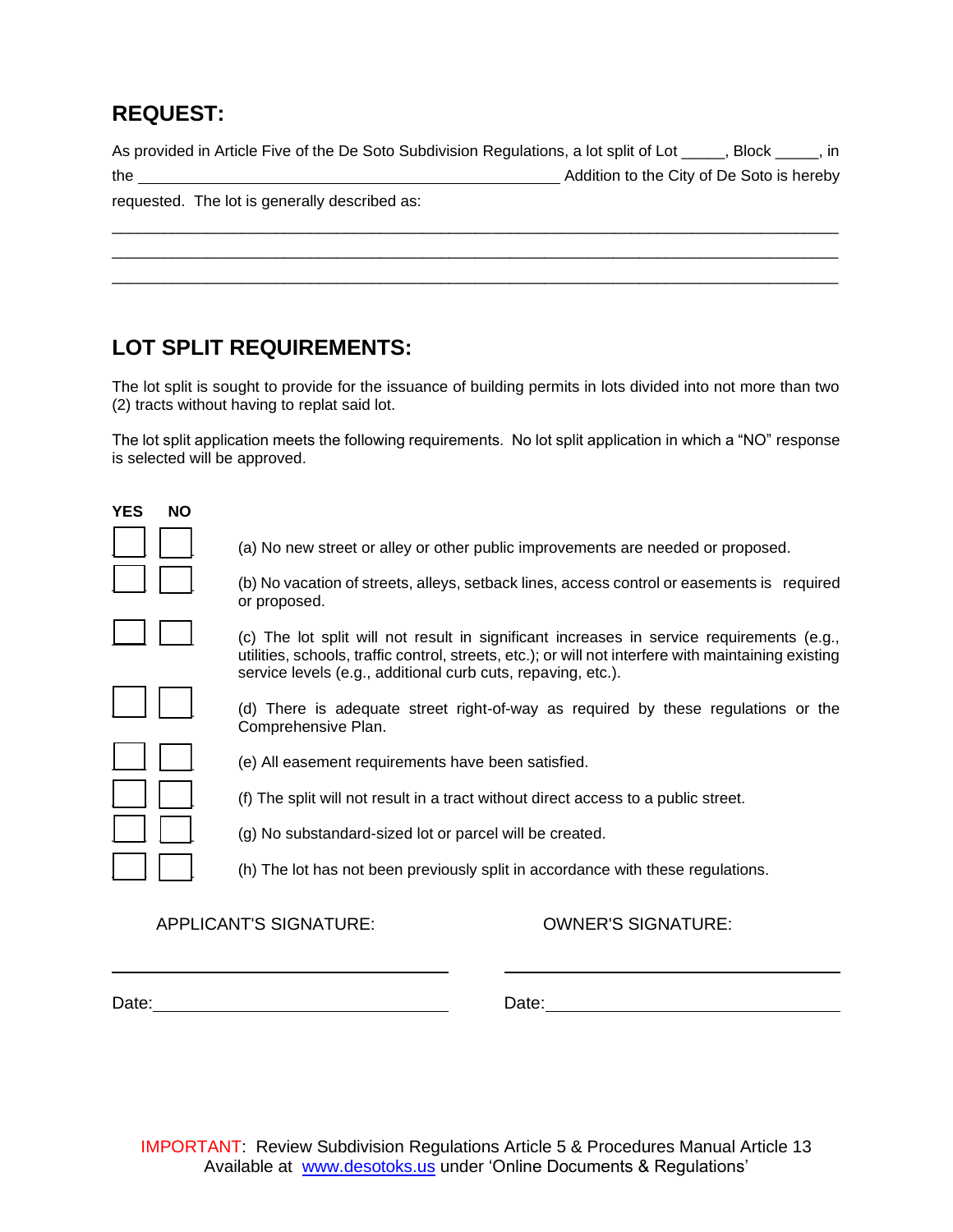## REQUEST:

As provided in Article Five of the De Soto Subdivision Regulations, a lot split of Lot _____, Block _____, in the _______________________________________________ Addition to the City of De Soto is hereby requested. The lot is generally described as:

_______________________________________________________________________________

_______________________________________________________________________________

_______________________________________________________________________________

## LOT SPLIT REQUIREMENTS:

The lot split is sought to provide for the issuance of building permits in lots divided into not more than two (2) tracts without having to replat said lot.

The lot split application meets the following requirements. No lot split application in which a "NO" response is selected will be approved.

| YES | NO | |
|---|---|---|
| ☐ | ☐ | (a) No new street or alley or other public improvements are needed or proposed. |
| ☐ | ☐ | (b) No vacation of streets, alleys, setback lines, access control or easements is required or proposed. |
| ☐ | ☐ | (c) The lot split will not result in significant increases in service requirements (e.g., utilities, schools, traffic control, streets, etc.); or will not interfere with maintaining existing service levels (e.g., additional curb cuts, repaving, etc.). |
| ☐ | ☐ | (d) There is adequate street right-of-way as required by these regulations or the Comprehensive Plan. |
| ☐ | ☐ | (e) All easement requirements have been satisfied. |
| ☐ | ☐ | (f) The split will not result in a tract without direct access to a public street. |
| ☐ | ☐ | (g) No substandard-sized lot or parcel will be created. |
| ☐ | ☐ | (h) The lot has not been previously split in accordance with these regulations. |

APPLICANT'S SIGNATURE: ______________________________ Date: ______________________

OWNER'S SIGNATURE: ______________________________ Date: ______________________

IMPORTANT: Review Subdivision Regulations Article 5 & Procedures Manual Article 13
Available at www.desotoks.us under 'Online Documents & Regulations'